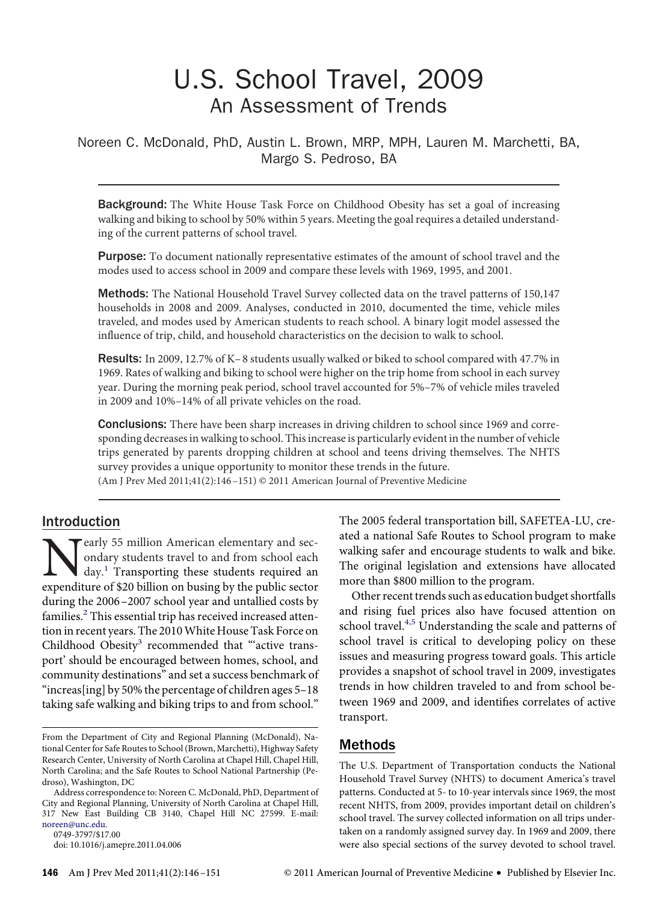# U.S. School Travel, 2009

## An Assessment of Trends

Noreen C. McDonald, PhD, Austin L. Brown, MRP, MPH, Lauren M. Marchetti, BA, Margo S. Pedroso, BA

**Background:** The White House Task Force on Childhood Obesity has set a goal of increasing walking and biking to school by 50% within 5 years. Meeting the goal requires a detailed understanding of the current patterns of school travel.

**Purpose:** To document nationally representative estimates of the amount of school travel and the modes used to access school in 2009 and compare these levels with 1969, 1995, and 2001.

**Methods:** The National Household Travel Survey collected data on the travel patterns of 150,147 households in 2008 and 2009. Analyses, conducted in 2010, documented the time, vehicle miles traveled, and modes used by American students to reach school. A binary logit model assessed the influence of trip, child, and household characteristics on the decision to walk to school.

**Results:** In 2009, 12.7% of K–8 students usually walked or biked to school compared with 47.7% in 1969. Rates of walking and biking to school were higher on the trip home from school in each survey year. During the morning peak period, school travel accounted for 5%–7% of vehicle miles traveled in 2009 and 10%–14% of all private vehicles on the road.

**Conclusions:** There have been sharp increases in driving children to school since 1969 and corresponding decreases in walking to school. This increase is particularly evident in the number of vehicle trips generated by parents dropping children at school and teens driving themselves. The NHTS survey provides a unique opportunity to monitor these trends in the future.

(Am J Prev Med 2011;41(2):146–151) © 2011 American Journal of Preventive Medicine

## Introduction

Nearly 55 million American elementary and secondary students travel to and from school each day.[1] Transporting these students required an expenditure of $20 billion on busing by the public sector during the 2006–2007 school year and untallied costs by families.[2] This essential trip has received increased attention in recent years. The 2010 White House Task Force on Childhood Obesity[3] recommended that "'active transport' should be encouraged between homes, school, and community destinations" and set a success benchmark of "increas[ing] by 50% the percentage of children ages 5–18 taking safe walking and biking trips to and from school." The 2005 federal transportation bill, SAFETEA-LU, created a national Safe Routes to School program to make walking safer and encourage students to walk and bike. The original legislation and extensions have allocated more than $800 million to the program.

Other recent trends such as education budget shortfalls and rising fuel prices also have focused attention on school travel.[4,5] Understanding the scale and patterns of school travel is critical to developing policy on these issues and measuring progress toward goals. This article provides a snapshot of school travel in 2009, investigates trends in how children traveled to and from school between 1969 and 2009, and identifies correlates of active transport.

## Methods

The U.S. Department of Transportation conducts the National Household Travel Survey (NHTS) to document America's travel patterns. Conducted at 5- to 10-year intervals since 1969, the most recent NHTS, from 2009, provides important detail on children's school travel. The survey collected information on all trips undertaken on a randomly assigned survey day. In 1969 and 2009, there were also special sections of the survey devoted to school travel.

From the Department of City and Regional Planning (McDonald), National Center for Safe Routes to School (Brown, Marchetti), Highway Safety Research Center, University of North Carolina at Chapel Hill, Chapel Hill, North Carolina; and the Safe Routes to School National Partnership (Pedroso), Washington, DC

Address correspondence to: Noreen C. McDonald, PhD, Department of City and Regional Planning, University of North Carolina at Chapel Hill, 317 New East Building CB 3140, Chapel Hill NC 27599. E-mail: noreen@unc.edu.

0749-3797/$17.00

doi: 10.1016/j.amepre.2011.04.006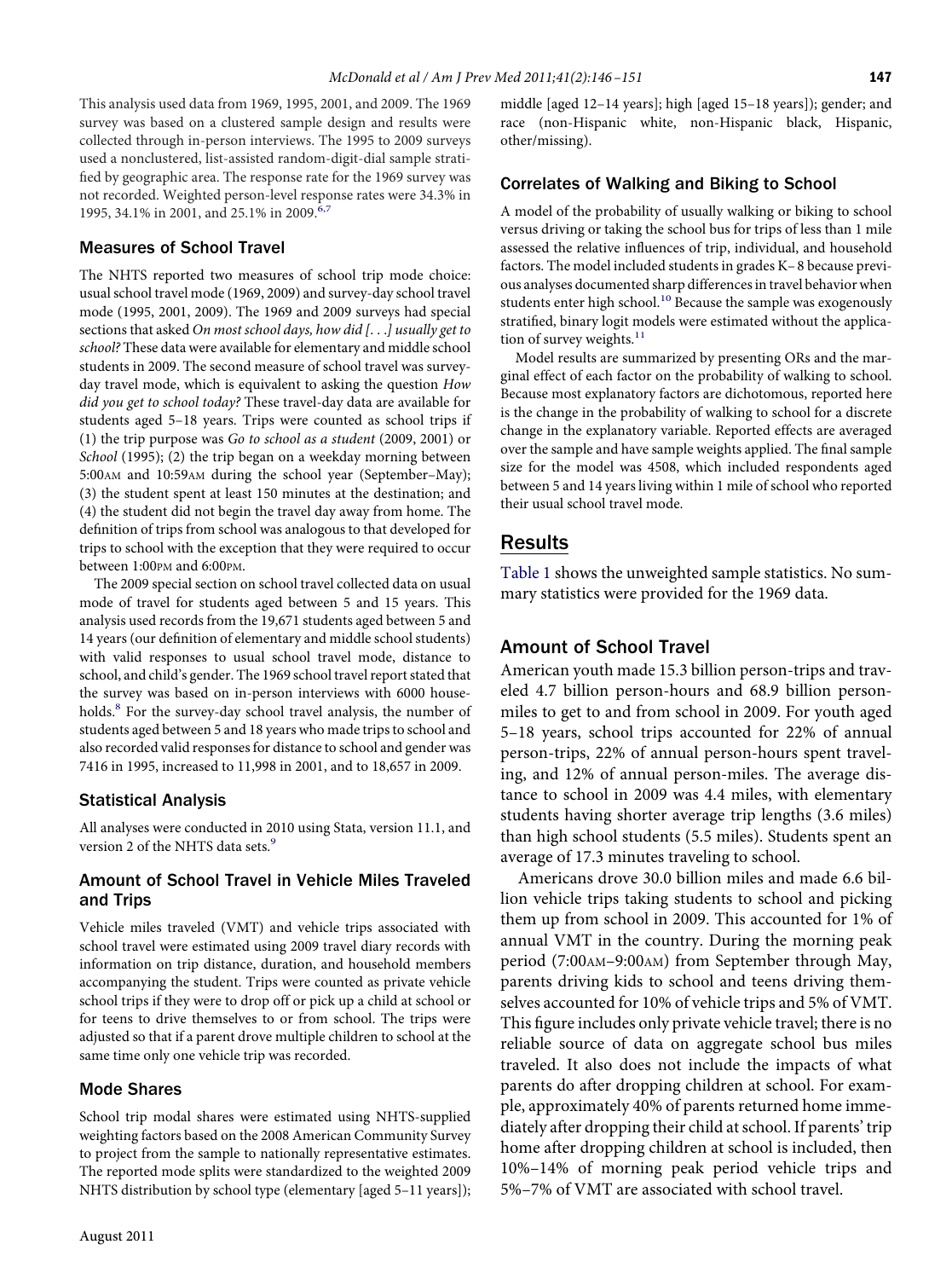This analysis used data from 1969, 1995, 2001, and 2009. The 1969 survey was based on a clustered sample design and results were collected through in-person interviews. The 1995 to 2009 surveys used a nonclustered, list-assisted random-digit-dial sample stratified by geographic area. The response rate for the 1969 survey was not recorded. Weighted person-level response rates were 34.3% in 1995, 34.1% in 2001, and 25.1% in 2009.[6,7]

### Measures of School Travel

The NHTS reported two measures of school trip mode choice: usual school travel mode (1969, 2009) and survey-day school travel mode (1995, 2001, 2009). The 1969 and 2009 surveys had special sections that asked *On most school days, how did [. . .] usually get to school?* These data were available for elementary and middle school students in 2009. The second measure of school travel was survey-day travel mode, which is equivalent to asking the question *How did you get to school today?* These travel-day data are available for students aged 5–18 years. Trips were counted as school trips if (1) the trip purpose was *Go to school as a student* (2009, 2001) or *School* (1995); (2) the trip began on a weekday morning between 5:00AM and 10:59AM during the school year (September–May); (3) the student spent at least 150 minutes at the destination; and (4) the student did not begin the travel day away from home. The definition of trips from school was analogous to that developed for trips to school with the exception that they were required to occur between 1:00PM and 6:00PM.

The 2009 special section on school travel collected data on usual mode of travel for students aged between 5 and 15 years. This analysis used records from the 19,671 students aged between 5 and 14 years (our definition of elementary and middle school students) with valid responses to usual school travel mode, distance to school, and child's gender. The 1969 school travel report stated that the survey was based on in-person interviews with 6000 households.[8] For the survey-day school travel analysis, the number of students aged between 5 and 18 years who made trips to school and also recorded valid responses for distance to school and gender was 7416 in 1995, increased to 11,998 in 2001, and to 18,657 in 2009.

### Statistical Analysis

All analyses were conducted in 2010 using Stata, version 11.1, and version 2 of the NHTS data sets.[9]

### Amount of School Travel in Vehicle Miles Traveled and Trips

Vehicle miles traveled (VMT) and vehicle trips associated with school travel were estimated using 2009 travel diary records with information on trip distance, duration, and household members accompanying the student. Trips were counted as private vehicle school trips if they were to drop off or pick up a child at school or for teens to drive themselves to or from school. The trips were adjusted so that if a parent drove multiple children to school at the same time only one vehicle trip was recorded.

### Mode Shares

School trip modal shares were estimated using NHTS-supplied weighting factors based on the 2008 American Community Survey to project from the sample to nationally representative estimates. The reported mode splits were standardized to the weighted 2009 NHTS distribution by school type (elementary [aged 5–11 years]; middle [aged 12–14 years]; high [aged 15–18 years]); gender; and race (non-Hispanic white, non-Hispanic black, Hispanic, other/missing).

### Correlates of Walking and Biking to School

A model of the probability of usually walking or biking to school versus driving or taking the school bus for trips of less than 1 mile assessed the relative influences of trip, individual, and household factors. The model included students in grades K–8 because previous analyses documented sharp differences in travel behavior when students enter high school.[10] Because the sample was exogenously stratified, binary logit models were estimated without the application of survey weights.[11]

Model results are summarized by presenting ORs and the marginal effect of each factor on the probability of walking to school. Because most explanatory factors are dichotomous, reported here is the change in the probability of walking to school for a discrete change in the explanatory variable. Reported effects are averaged over the sample and have sample weights applied. The final sample size for the model was 4508, which included respondents aged between 5 and 14 years living within 1 mile of school who reported their usual school travel mode.

## Results

Table 1 shows the unweighted sample statistics. No summary statistics were provided for the 1969 data.

### Amount of School Travel

American youth made 15.3 billion person-trips and traveled 4.7 billion person-hours and 68.9 billion person-miles to get to and from school in 2009. For youth aged 5–18 years, school trips accounted for 22% of annual person-trips, 22% of annual person-hours spent traveling, and 12% of annual person-miles. The average distance to school in 2009 was 4.4 miles, with elementary students having shorter average trip lengths (3.6 miles) than high school students (5.5 miles). Students spent an average of 17.3 minutes traveling to school.

Americans drove 30.0 billion miles and made 6.6 billion vehicle trips taking students to school and picking them up from school in 2009. This accounted for 1% of annual VMT in the country. During the morning peak period (7:00AM–9:00AM) from September through May, parents driving kids to school and teens driving themselves accounted for 10% of vehicle trips and 5% of VMT. This figure includes only private vehicle travel; there is no reliable source of data on aggregate school bus miles traveled. It also does not include the impacts of what parents do after dropping children at school. For example, approximately 40% of parents returned home immediately after dropping their child at school. If parents' trip home after dropping children at school is included, then 10%–14% of morning peak period vehicle trips and 5%–7% of VMT are associated with school travel.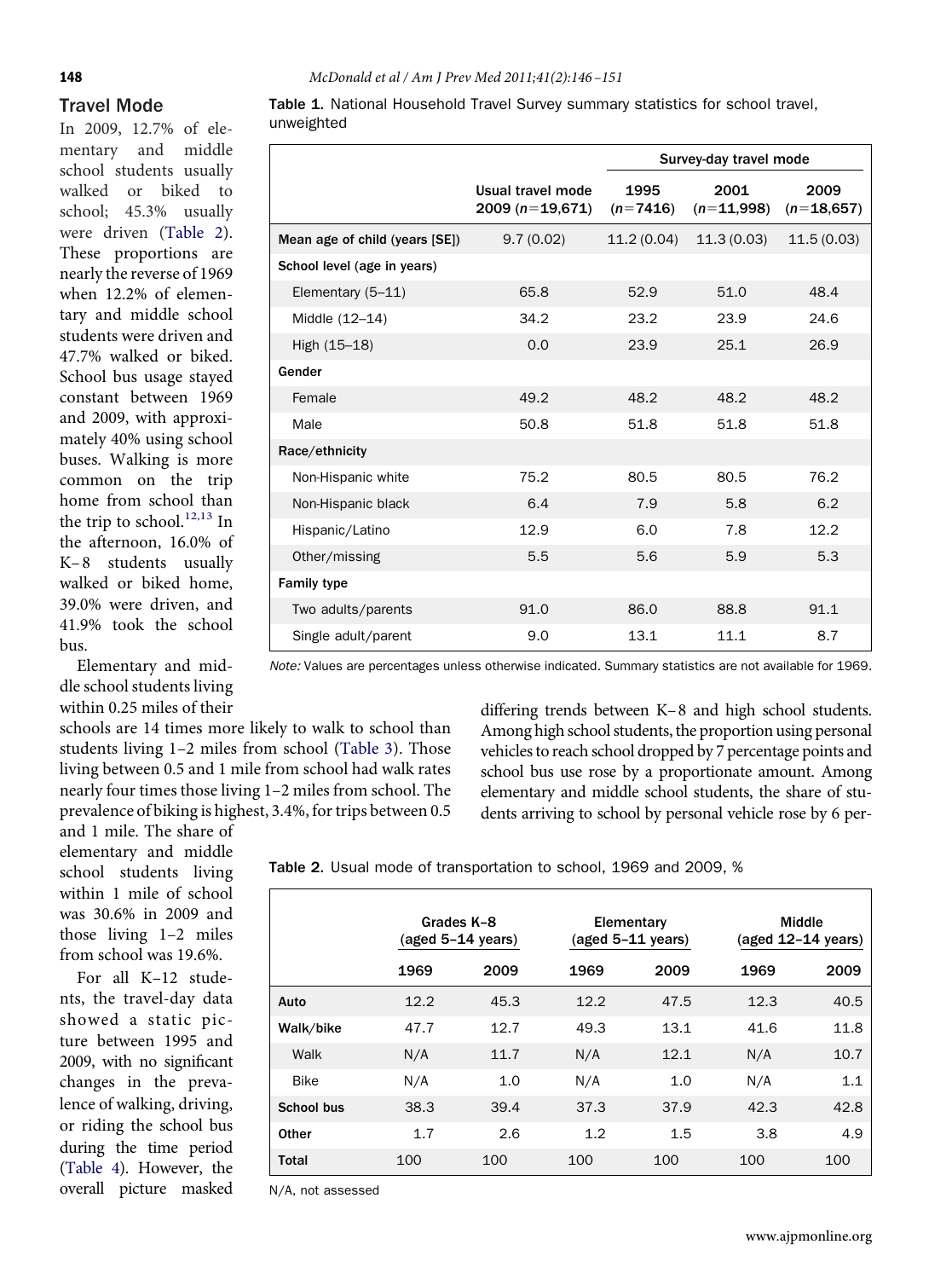## Travel Mode

In 2009, 12.7% of elementary and middle school students usually walked or biked to school; 45.3% usually were driven (Table 2). These proportions are nearly the reverse of 1969 when 12.2% of elementary and middle school students were driven and 47.7% walked or biked. School bus usage stayed constant between 1969 and 2009, with approximately 40% using school buses. Walking is more common on the trip home from school than the trip to school.[12,13] In the afternoon, 16.0% of K–8 students usually walked or biked home, 39.0% were driven, and 41.9% took the school bus.

Elementary and middle school students living within 0.25 miles of their schools are 14 times more likely to walk to school than students living 1–2 miles from school (Table 3). Those living between 0.5 and 1 mile from school had walk rates nearly four times those living 1–2 miles from school. The prevalence of biking is highest, 3.4%, for trips between 0.5 and 1 mile. The share of elementary and middle school students living within 1 mile of school was 30.6% in 2009 and those living 1–2 miles from school was 19.6%.

For all K–12 students, the travel-day data showed a static picture between 1995 and 2009, with no significant changes in the prevalence of walking, driving, or riding the school bus during the time period (Table 4). However, the overall picture masked differing trends between K–8 and high school students. Among high school students, the proportion using personal vehicles to reach school dropped by 7 percentage points and school bus use rose by a proportionate amount. Among elementary and middle school students, the share of students arriving to school by personal vehicle rose by 6 per-

**Table 1.** National Household Travel Survey summary statistics for school travel, unweighted

| | Usual travel mode 2009 ($n$=19,671) | Survey-day travel mode 1995 ($n$=7416) | Survey-day travel mode 2001 ($n$=11,998) | Survey-day travel mode 2009 ($n$=18,657) |
|---|---|---|---|---|
| Mean age of child (years [SE]) | 9.7 (0.02) | 11.2 (0.04) | 11.3 (0.03) | 11.5 (0.03) |
| **School level (age in years)** | | | | |
| Elementary (5–11) | 65.8 | 52.9 | 51.0 | 48.4 |
| Middle (12–14) | 34.2 | 23.2 | 23.9 | 24.6 |
| High (15–18) | 0.0 | 23.9 | 25.1 | 26.9 |
| **Gender** | | | | |
| Female | 49.2 | 48.2 | 48.2 | 48.2 |
| Male | 50.8 | 51.8 | 51.8 | 51.8 |
| **Race/ethnicity** | | | | |
| Non-Hispanic white | 75.2 | 80.5 | 80.5 | 76.2 |
| Non-Hispanic black | 6.4 | 7.9 | 5.8 | 6.2 |
| Hispanic/Latino | 12.9 | 6.0 | 7.8 | 12.2 |
| Other/missing | 5.5 | 5.6 | 5.9 | 5.3 |
| **Family type** | | | | |
| Two adults/parents | 91.0 | 86.0 | 88.8 | 91.1 |
| Single adult/parent | 9.0 | 13.1 | 11.1 | 8.7 |

*Note:* Values are percentages unless otherwise indicated. Summary statistics are not available for 1969.

**Table 2.** Usual mode of transportation to school, 1969 and 2009, %

| | Grades K–8 (aged 5–14 years) | | Elementary (aged 5–11 years) | | Middle (aged 12–14 years) | |
|---|---|---|---|---|---|---|
| | 1969 | 2009 | 1969 | 2009 | 1969 | 2009 |
| **Auto** | 12.2 | 45.3 | 12.2 | 47.5 | 12.3 | 40.5 |
| **Walk/bike** | 47.7 | 12.7 | 49.3 | 13.1 | 41.6 | 11.8 |
| Walk | N/A | 11.7 | N/A | 12.1 | N/A | 10.7 |
| Bike | N/A | 1.0 | N/A | 1.0 | N/A | 1.1 |
| **School bus** | 38.3 | 39.4 | 37.3 | 37.9 | 42.3 | 42.8 |
| **Other** | 1.7 | 2.6 | 1.2 | 1.5 | 3.8 | 4.9 |
| **Total** | 100 | 100 | 100 | 100 | 100 | 100 |

N/A, not assessed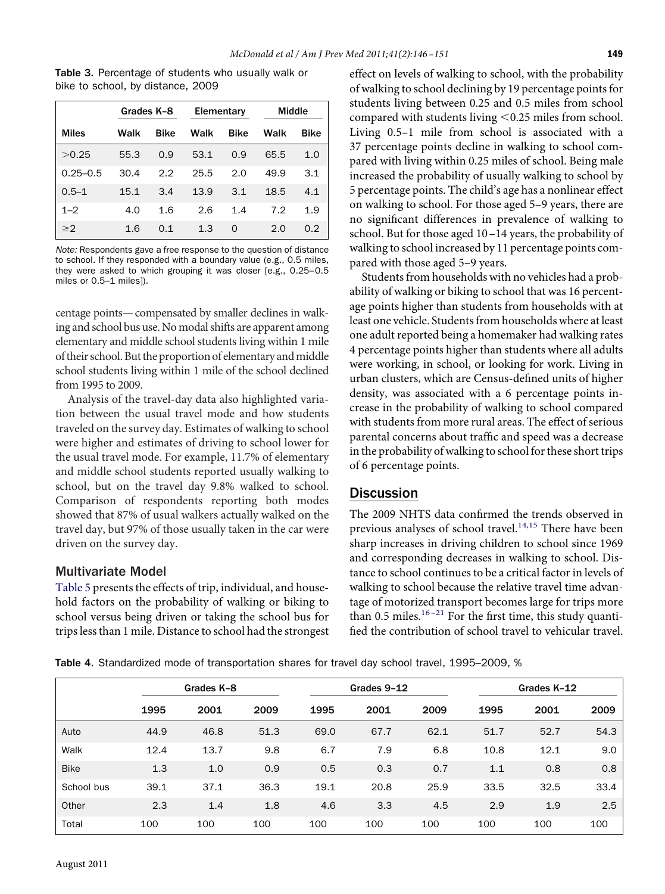**Table 3.** Percentage of students who usually walk or bike to school, by distance, 2009

| | Grades K–8 | | Elementary | | Middle | |
|---|---|---|---|---|---|---|
| Miles | Walk | Bike | Walk | Bike | Walk | Bike |
| >0.25 | 55.3 | 0.9 | 53.1 | 0.9 | 65.5 | 1.0 |
| 0.25–0.5 | 30.4 | 2.2 | 25.5 | 2.0 | 49.9 | 3.1 |
| 0.5–1 | 15.1 | 3.4 | 13.9 | 3.1 | 18.5 | 4.1 |
| 1–2 | 4.0 | 1.6 | 2.6 | 1.4 | 7.2 | 1.9 |
| ≥2 | 1.6 | 0.1 | 1.3 | 0 | 2.0 | 0.2 |

*Note:* Respondents gave a free response to the question of distance to school. If they responded with a boundary value (e.g., 0.5 miles, they were asked to which grouping it was closer [e.g., 0.25–0.5 miles or 0.5–1 miles]).

centage points— compensated by smaller declines in walking and school bus use. No modal shifts are apparent among elementary and middle school students living within 1 mile of their school. But the proportion of elementary and middle school students living within 1 mile of the school declined from 1995 to 2009.

Analysis of the travel-day data also highlighted variation between the usual travel mode and how students traveled on the survey day. Estimates of walking to school were higher and estimates of driving to school lower for the usual travel mode. For example, 11.7% of elementary and middle school students reported usually walking to school, but on the travel day 9.8% walked to school. Comparison of respondents reporting both modes showed that 87% of usual walkers actually walked on the travel day, but 97% of those usually taken in the car were driven on the survey day.

### Multivariate Model

Table 5 presents the effects of trip, individual, and household factors on the probability of walking or biking to school versus being driven or taking the school bus for trips less than 1 mile. Distance to school had the strongest effect on levels of walking to school, with the probability of walking to school declining by 19 percentage points for students living between 0.25 and 0.5 miles from school compared with students living <0.25 miles from school. Living 0.5–1 mile from school is associated with a 37 percentage points decline in walking to school compared with living within 0.25 miles of school. Being male increased the probability of usually walking to school by 5 percentage points. The child's age has a nonlinear effect on walking to school. For those aged 5–9 years, there are no significant differences in prevalence of walking to school. But for those aged 10–14 years, the probability of walking to school increased by 11 percentage points compared with those aged 5–9 years.

Students from households with no vehicles had a probability of walking or biking to school that was 16 percentage points higher than students from households with at least one vehicle. Students from households where at least one adult reported being a homemaker had walking rates 4 percentage points higher than students where all adults were working, in school, or looking for work. Living in urban clusters, which are Census-defined units of higher density, was associated with a 6 percentage points increase in the probability of walking to school compared with students from more rural areas. The effect of serious parental concerns about traffic and speed was a decrease in the probability of walking to school for these short trips of 6 percentage points.

## Discussion

The 2009 NHTS data confirmed the trends observed in previous analyses of school travel.[14,15] There have been sharp increases in driving children to school since 1969 and corresponding decreases in walking to school. Distance to school continues to be a critical factor in levels of walking to school because the relative travel time advantage of motorized transport becomes large for trips more than 0.5 miles.[16–21] For the first time, this study quantified the contribution of school travel to vehicular travel.

**Table 4.** Standardized mode of transportation shares for travel day school travel, 1995–2009, %

| | Grades K–8 | | | Grades 9–12 | | | Grades K–12 | | |
|---|---|---|---|---|---|---|---|---|---|
| | 1995 | 2001 | 2009 | 1995 | 2001 | 2009 | 1995 | 2001 | 2009 |
| Auto | 44.9 | 46.8 | 51.3 | 69.0 | 67.7 | 62.1 | 51.7 | 52.7 | 54.3 |
| Walk | 12.4 | 13.7 | 9.8 | 6.7 | 7.9 | 6.8 | 10.8 | 12.1 | 9.0 |
| Bike | 1.3 | 1.0 | 0.9 | 0.5 | 0.3 | 0.7 | 1.1 | 0.8 | 0.8 |
| School bus | 39.1 | 37.1 | 36.3 | 19.1 | 20.8 | 25.9 | 33.5 | 32.5 | 33.4 |
| Other | 2.3 | 1.4 | 1.8 | 4.6 | 3.3 | 4.5 | 2.9 | 1.9 | 2.5 |
| Total | 100 | 100 | 100 | 100 | 100 | 100 | 100 | 100 | 100 |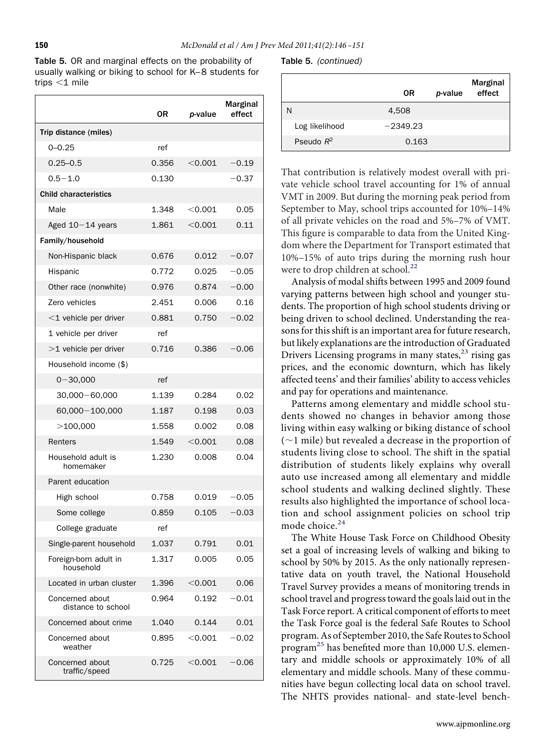**Table 5.** OR and marginal effects on the probability of usually walking or biking to school for K–8 students for trips <1 mile

| | OR | *p*-value | Marginal effect |
|---|---|---|---|
| **Trip distance (miles)** | | | |
| 0–0.25 | ref | | |
| 0.25–0.5 | 0.356 | <0.001 | −0.19 |
| 0.5−1.0 | 0.130 | | −0.37 |
| **Child characteristics** | | | |
| Male | 1.348 | <0.001 | 0.05 |
| Aged 10−14 years | 1.861 | <0.001 | 0.11 |
| **Family/household** | | | |
| Non-Hispanic black | 0.676 | 0.012 | −0.07 |
| Hispanic | 0.772 | 0.025 | −0.05 |
| Other race (nonwhite) | 0.976 | 0.874 | −0.00 |
| Zero vehicles | 2.451 | 0.006 | 0.16 |
| <1 vehicle per driver | 0.881 | 0.750 | −0.02 |
| 1 vehicle per driver | ref | | |
| >1 vehicle per driver | 0.716 | 0.386 | −0.06 |
| Household income ($) | | | |
| 0−30,000 | ref | | |
| 30,000−60,000 | 1.139 | 0.284 | 0.02 |
| 60,000−100,000 | 1.187 | 0.198 | 0.03 |
| >100,000 | 1.558 | 0.002 | 0.08 |
| Renters | 1.549 | <0.001 | 0.08 |
| Household adult is homemaker | 1.230 | 0.008 | 0.04 |
| Parent education | | | |
| High school | 0.758 | 0.019 | −0.05 |
| Some college | 0.859 | 0.105 | −0.03 |
| College graduate | ref | | |
| Single-parent household | 1.037 | 0.791 | 0.01 |
| Foreign-born adult in household | 1.317 | 0.005 | 0.05 |
| Located in urban cluster | 1.396 | <0.001 | 0.06 |
| Concerned about distance to school | 0.964 | 0.192 | −0.01 |
| Concerned about crime | 1.040 | 0.144 | 0.01 |
| Concerned about weather | 0.895 | <0.001 | −0.02 |
| Concerned about traffic/speed | 0.725 | <0.001 | −0.06 |
| N | 4,508 | | |
| Log likelihood | −2349.23 | | |
| Pseudo $R^2$ | 0.163 | | |

That contribution is relatively modest overall with private vehicle school travel accounting for 1% of annual VMT in 2009. But during the morning peak period from September to May, school trips accounted for 10%–14% of all private vehicles on the road and 5%–7% of VMT. This figure is comparable to data from the United Kingdom where the Department for Transport estimated that 10%–15% of auto trips during the morning rush hour were to drop children at school.[22]

Analysis of modal shifts between 1995 and 2009 found varying patterns between high school and younger students. The proportion of high school students driving or being driven to school declined. Understanding the reasons for this shift is an important area for future research, but likely explanations are the introduction of Graduated Drivers Licensing programs in many states,[23] rising gas prices, and the economic downturn, which has likely affected teens' and their families' ability to access vehicles and pay for operations and maintenance.

Patterns among elementary and middle school students showed no changes in behavior among those living within easy walking or biking distance of school (~1 mile) but revealed a decrease in the proportion of students living close to school. The shift in the spatial distribution of students likely explains why overall auto use increased among all elementary and middle school students and walking declined slightly. These results also highlighted the importance of school location and school assignment policies on school trip mode choice.[24]

The White House Task Force on Childhood Obesity set a goal of increasing levels of walking and biking to school by 50% by 2015. As the only nationally representative data on youth travel, the National Household Travel Survey provides a means of monitoring trends in school travel and progress toward the goals laid out in the Task Force report. A critical component of efforts to meet the Task Force goal is the federal Safe Routes to School program. As of September 2010, the Safe Routes to School program[25] has benefited more than 10,000 U.S. elementary and middle schools or approximately 10% of all elementary and middle schools. Many of these communities have begun collecting local data on school travel. The NHTS provides national- and state-level bench-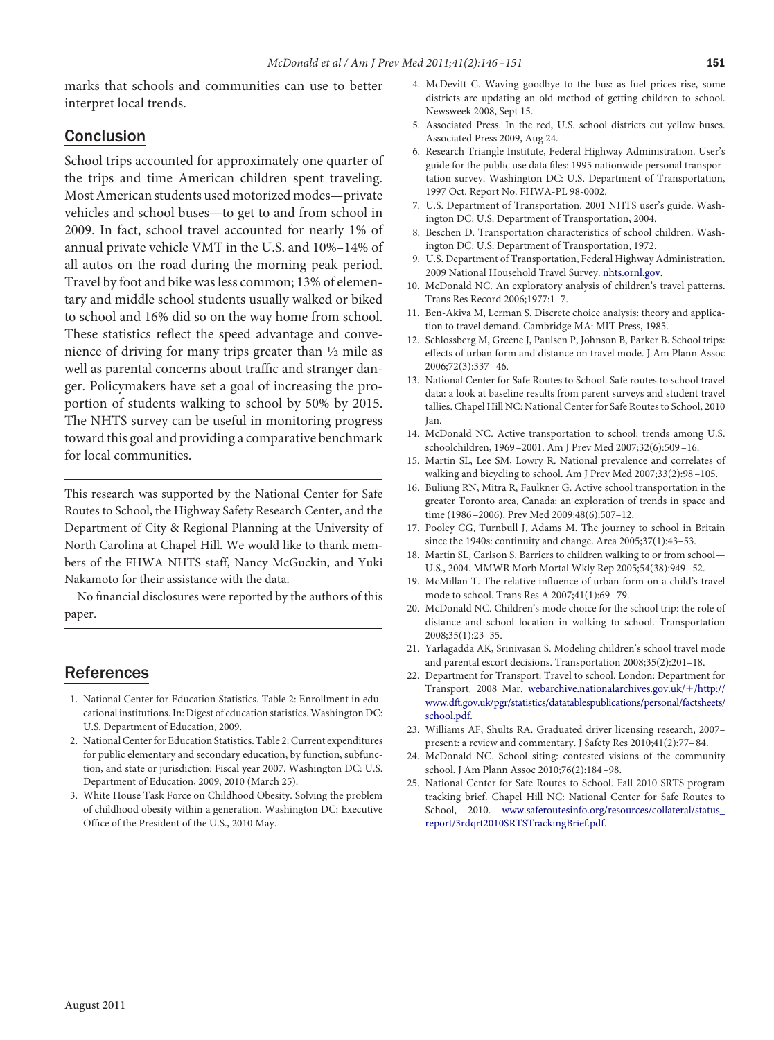marks that schools and communities can use to better interpret local trends.

## Conclusion

School trips accounted for approximately one quarter of the trips and time American children spent traveling. Most American students used motorized modes—private vehicles and school buses—to get to and from school in 2009. In fact, school travel accounted for nearly 1% of annual private vehicle VMT in the U.S. and 10%–14% of all autos on the road during the morning peak period. Travel by foot and bike was less common; 13% of elementary and middle school students usually walked or biked to school and 16% did so on the way home from school. These statistics reflect the speed advantage and convenience of driving for many trips greater than ½ mile as well as parental concerns about traffic and stranger danger. Policymakers have set a goal of increasing the proportion of students walking to school by 50% by 2015. The NHTS survey can be useful in monitoring progress toward this goal and providing a comparative benchmark for local communities.

---

This research was supported by the National Center for Safe Routes to School, the Highway Safety Research Center, and the Department of City & Regional Planning at the University of North Carolina at Chapel Hill. We would like to thank members of the FHWA NHTS staff, Nancy McGuckin, and Yuki Nakamoto for their assistance with the data.

No financial disclosures were reported by the authors of this paper.

---

## References

1. National Center for Education Statistics. Table 2: Enrollment in educational institutions. In: Digest of education statistics. Washington DC: U.S. Department of Education, 2009.
2. National Center for Education Statistics. Table 2: Current expenditures for public elementary and secondary education, by function, subfunction, and state or jurisdiction: Fiscal year 2007. Washington DC: U.S. Department of Education, 2009, 2010 (March 25).
3. White House Task Force on Childhood Obesity. Solving the problem of childhood obesity within a generation. Washington DC: Executive Office of the President of the U.S., 2010 May.
4. McDevitt C. Waving goodbye to the bus: as fuel prices rise, some districts are updating an old method of getting children to school. Newsweek 2008, Sept 15.
5. Associated Press. In the red, U.S. school districts cut yellow buses. Associated Press 2009, Aug 24.
6. Research Triangle Institute, Federal Highway Administration. User's guide for the public use data files: 1995 nationwide personal transportation survey. Washington DC: U.S. Department of Transportation, 1997 Oct. Report No. FHWA-PL 98-0002.
7. U.S. Department of Transportation. 2001 NHTS user's guide. Washington DC: U.S. Department of Transportation, 2004.
8. Beschen D. Transportation characteristics of school children. Washington DC: U.S. Department of Transportation, 1972.
9. U.S. Department of Transportation, Federal Highway Administration. 2009 National Household Travel Survey. nhts.ornl.gov.
10. McDonald NC. An exploratory analysis of children's travel patterns. Trans Res Record 2006;1977:1–7.
11. Ben-Akiva M, Lerman S. Discrete choice analysis: theory and application to travel demand. Cambridge MA: MIT Press, 1985.
12. Schlossberg M, Greene J, Paulsen P, Johnson B, Parker B. School trips: effects of urban form and distance on travel mode. J Am Plann Assoc 2006;72(3):337–46.
13. National Center for Safe Routes to School. Safe routes to school travel data: a look at baseline results from parent surveys and student travel tallies. Chapel Hill NC: National Center for Safe Routes to School, 2010 Jan.
14. McDonald NC. Active transportation to school: trends among U.S. schoolchildren, 1969–2001. Am J Prev Med 2007;32(6):509–16.
15. Martin SL, Lee SM, Lowry R. National prevalence and correlates of walking and bicycling to school. Am J Prev Med 2007;33(2):98–105.
16. Buliung RN, Mitra R, Faulkner G. Active school transportation in the greater Toronto area, Canada: an exploration of trends in space and time (1986–2006). Prev Med 2009;48(6):507–12.
17. Pooley CG, Turnbull J, Adams M. The journey to school in Britain since the 1940s: continuity and change. Area 2005;37(1):43–53.
18. Martin SL, Carlson S. Barriers to children walking to or from school—U.S., 2004. MMWR Morb Mortal Wkly Rep 2005;54(38):949–52.
19. McMillan T. The relative influence of urban form on a child's travel mode to school. Trans Res A 2007;41(1):69–79.
20. McDonald NC. Children's mode choice for the school trip: the role of distance and school location in walking to school. Transportation 2008;35(1):23–35.
21. Yarlagadda AK, Srinivasan S. Modeling children's school travel mode and parental escort decisions. Transportation 2008;35(2):201–18.
22. Department for Transport. Travel to school. London: Department for Transport, 2008 Mar. webarchive.nationalarchives.gov.uk/+/http://www.dft.gov.uk/pgr/statistics/datatablespublications/personal/factsheets/school.pdf.
23. Williams AF, Shults RA. Graduated driver licensing research, 2007–present: a review and commentary. J Safety Res 2010;41(2):77–84.
24. McDonald NC. School siting: contested visions of the community school. J Am Plann Assoc 2010;76(2):184–98.
25. National Center for Safe Routes to School. Fall 2010 SRTS program tracking brief. Chapel Hill NC: National Center for Safe Routes to School, 2010. www.saferoutesinfo.org/resources/collateral/status_report/3rdqrt2010SRTSTrackingBrief.pdf.